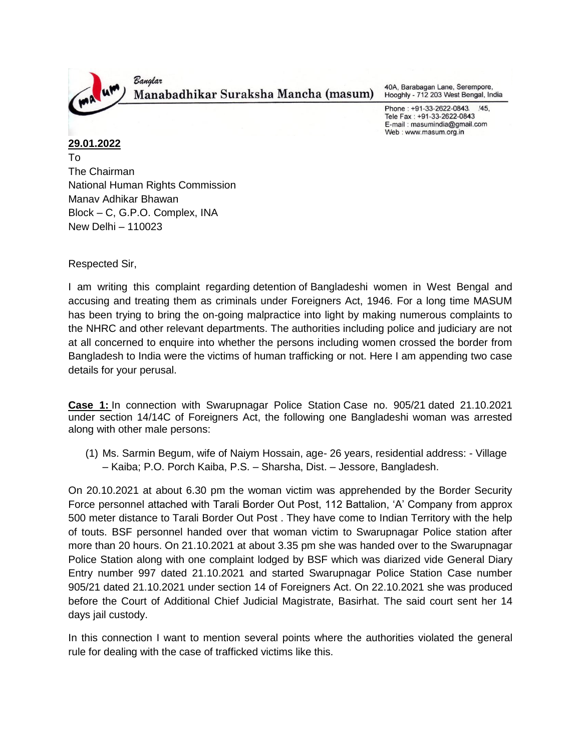Banglar
**Manabadhikar Suraksha Mancha (masum)**

40A, Barabagan Lane, Serempore,
Hooghly - 712 203 West Bengal, India

Phone : +91-33-2622-0843, /45,
Tele Fax : +91-33-2622-0843
E-mail : masumindia@gmail.com
Web : www.masum.org.in

**29.01.2022**

To
The Chairman
National Human Rights Commission
Manav Adhikar Bhawan
Block – C, G.P.O. Complex, INA
New Delhi – 110023

Respected Sir,

I am writing this complaint regarding detention of Bangladeshi women in West Bengal and accusing and treating them as criminals under Foreigners Act, 1946. For a long time MASUM has been trying to bring the on-going malpractice into light by making numerous complaints to the NHRC and other relevant departments. The authorities including police and judiciary are not at all concerned to enquire into whether the persons including women crossed the border from Bangladesh to India were the victims of human trafficking or not. Here I am appending two case details for your perusal.

**Case 1:** In connection with Swarupnagar Police Station Case no. 905/21 dated 21.10.2021 under section 14/14C of Foreigners Act, the following one Bangladeshi woman was arrested along with other male persons:

(1) Ms. Sarmin Begum, wife of Naiym Hossain, age- 26 years, residential address: - Village – Kaiba; P.O. Porch Kaiba, P.S. – Sharsha, Dist. – Jessore, Bangladesh.

On 20.10.2021 at about 6.30 pm the woman victim was apprehended by the Border Security Force personnel attached with Tarali Border Out Post, 112 Battalion, 'A' Company from approx 500 meter distance to Tarali Border Out Post . They have come to Indian Territory with the help of touts. BSF personnel handed over that woman victim to Swarupnagar Police station after more than 20 hours. On 21.10.2021 at about 3.35 pm she was handed over to the Swarupnagar Police Station along with one complaint lodged by BSF which was diarized vide General Diary Entry number 997 dated 21.10.2021 and started Swarupnagar Police Station Case number 905/21 dated 21.10.2021 under section 14 of Foreigners Act. On 22.10.2021 she was produced before the Court of Additional Chief Judicial Magistrate, Basirhat. The said court sent her 14 days jail custody.

In this connection I want to mention several points where the authorities violated the general rule for dealing with the case of trafficked victims like this.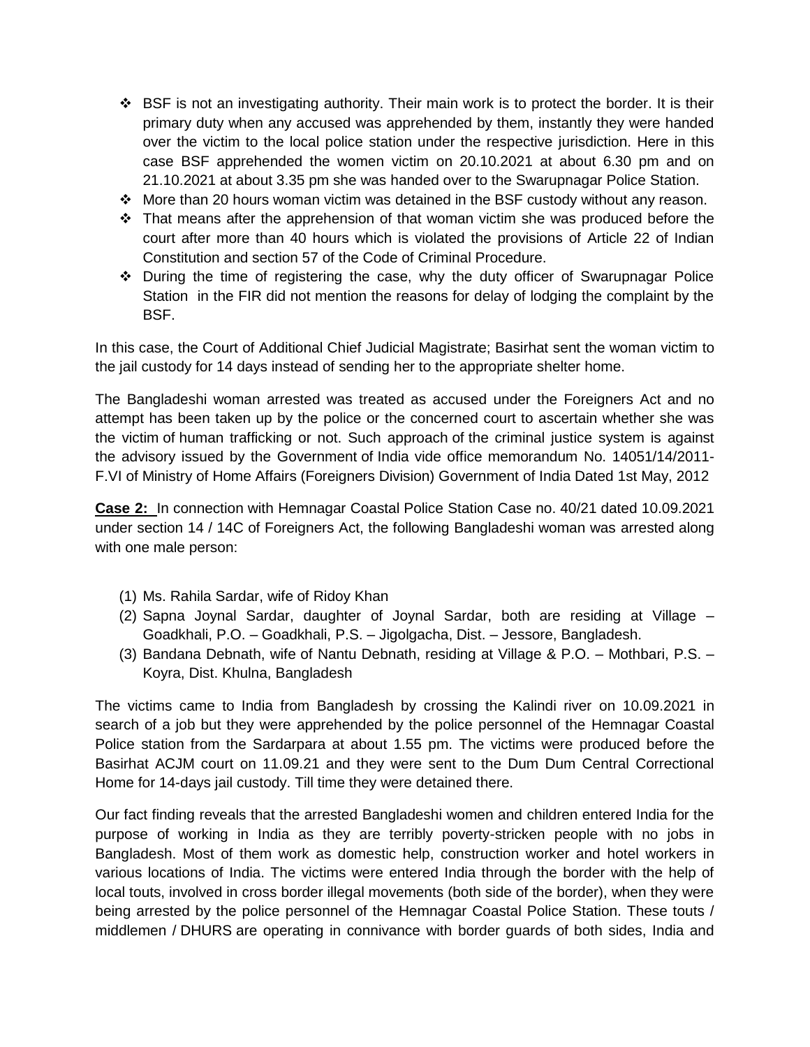- BSF is not an investigating authority. Their main work is to protect the border. It is their primary duty when any accused was apprehended by them, instantly they were handed over the victim to the local police station under the respective jurisdiction. Here in this case BSF apprehended the women victim on 20.10.2021 at about 6.30 pm and on 21.10.2021 at about 3.35 pm she was handed over to the Swarupnagar Police Station.
- More than 20 hours woman victim was detained in the BSF custody without any reason.
- That means after the apprehension of that woman victim she was produced before the court after more than 40 hours which is violated the provisions of Article 22 of Indian Constitution and section 57 of the Code of Criminal Procedure.
- During the time of registering the case, why the duty officer of Swarupnagar Police Station in the FIR did not mention the reasons for delay of lodging the complaint by the BSF.

In this case, the Court of Additional Chief Judicial Magistrate; Basirhat sent the woman victim to the jail custody for 14 days instead of sending her to the appropriate shelter home.

The Bangladeshi woman arrested was treated as accused under the Foreigners Act and no attempt has been taken up by the police or the concerned court to ascertain whether she was the victim of human trafficking or not. Such approach of the criminal justice system is against the advisory issued by the Government of India vide office memorandum No. 14051/14/2011-F.VI of Ministry of Home Affairs (Foreigners Division) Government of India Dated 1st May, 2012

**Case 2:** In connection with Hemnagar Coastal Police Station Case no. 40/21 dated 10.09.2021 under section 14 / 14C of Foreigners Act, the following Bangladeshi woman was arrested along with one male person:

(1) Ms. Rahila Sardar, wife of Ridoy Khan
(2) Sapna Joynal Sardar, daughter of Joynal Sardar, both are residing at Village – Goadkhali, P.O. – Goadkhali, P.S. – Jigolgacha, Dist. – Jessore, Bangladesh.
(3) Bandana Debnath, wife of Nantu Debnath, residing at Village & P.O. – Mothbari, P.S. – Koyra, Dist. Khulna, Bangladesh

The victims came to India from Bangladesh by crossing the Kalindi river on 10.09.2021 in search of a job but they were apprehended by the police personnel of the Hemnagar Coastal Police station from the Sardarpara at about 1.55 pm. The victims were produced before the Basirhat ACJM court on 11.09.21 and they were sent to the Dum Dum Central Correctional Home for 14-days jail custody. Till time they were detained there.

Our fact finding reveals that the arrested Bangladeshi women and children entered India for the purpose of working in India as they are terribly poverty-stricken people with no jobs in Bangladesh. Most of them work as domestic help, construction worker and hotel workers in various locations of India. The victims were entered India through the border with the help of local touts, involved in cross border illegal movements (both side of the border), when they were being arrested by the police personnel of the Hemnagar Coastal Police Station. These touts / middlemen / DHURS are operating in connivance with border guards of both sides, India and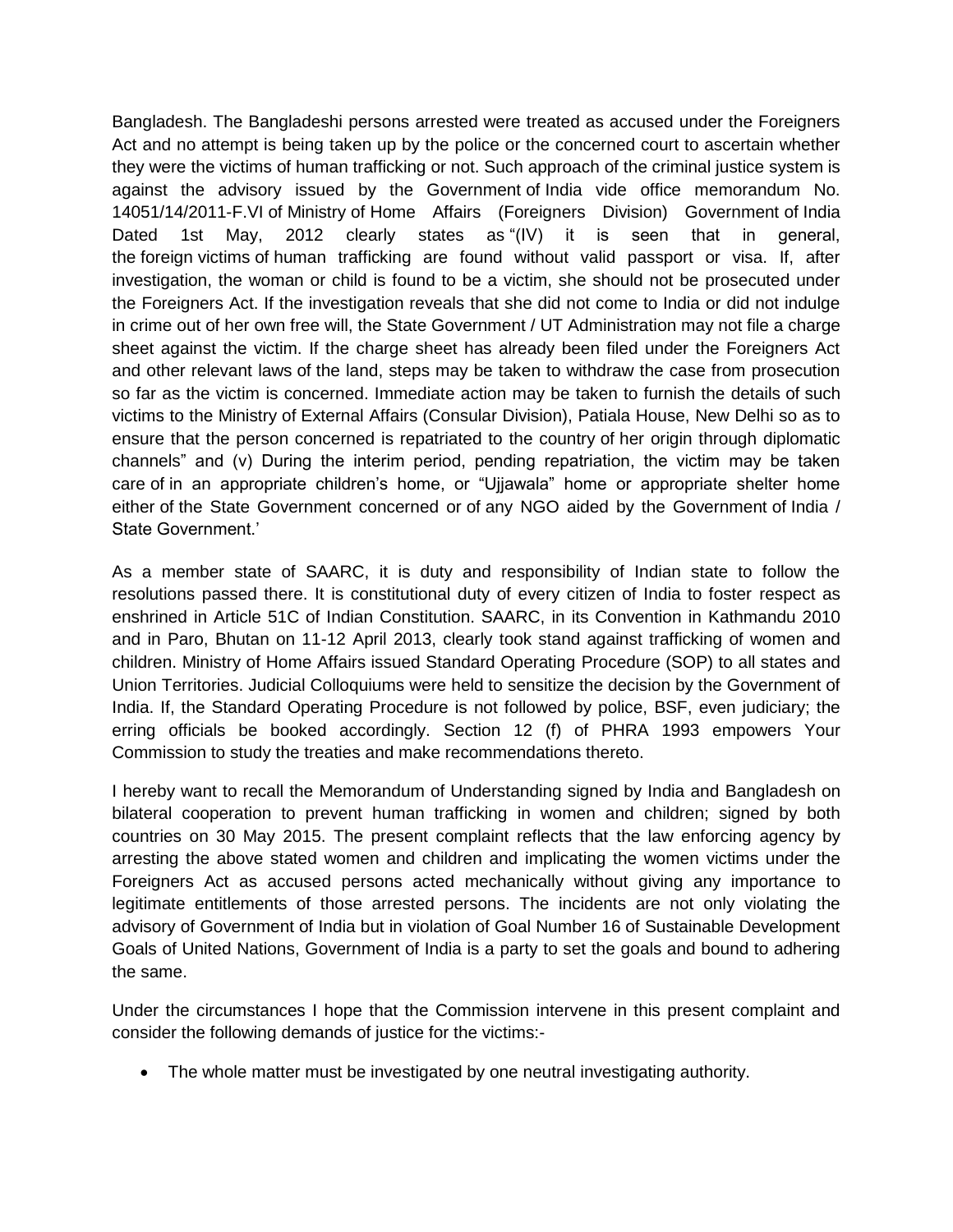Bangladesh. The Bangladeshi persons arrested were treated as accused under the Foreigners Act and no attempt is being taken up by the police or the concerned court to ascertain whether they were the victims of human trafficking or not. Such approach of the criminal justice system is against the advisory issued by the Government of India vide office memorandum No. 14051/14/2011-F.VI of Ministry of Home Affairs (Foreigners Division) Government of India Dated 1st May, 2012 clearly states as "(IV) it is seen that in general, the foreign victims of human trafficking are found without valid passport or visa. If, after investigation, the woman or child is found to be a victim, she should not be prosecuted under the Foreigners Act. If the investigation reveals that she did not come to India or did not indulge in crime out of her own free will, the State Government / UT Administration may not file a charge sheet against the victim. If the charge sheet has already been filed under the Foreigners Act and other relevant laws of the land, steps may be taken to withdraw the case from prosecution so far as the victim is concerned. Immediate action may be taken to furnish the details of such victims to the Ministry of External Affairs (Consular Division), Patiala House, New Delhi so as to ensure that the person concerned is repatriated to the country of her origin through diplomatic channels" and (v) During the interim period, pending repatriation, the victim may be taken care of in an appropriate children's home, or "Ujjawala" home or appropriate shelter home either of the State Government concerned or of any NGO aided by the Government of India / State Government.'

As a member state of SAARC, it is duty and responsibility of Indian state to follow the resolutions passed there. It is constitutional duty of every citizen of India to foster respect as enshrined in Article 51C of Indian Constitution. SAARC, in its Convention in Kathmandu 2010 and in Paro, Bhutan on 11-12 April 2013, clearly took stand against trafficking of women and children. Ministry of Home Affairs issued Standard Operating Procedure (SOP) to all states and Union Territories. Judicial Colloquiums were held to sensitize the decision by the Government of India. If, the Standard Operating Procedure is not followed by police, BSF, even judiciary; the erring officials be booked accordingly. Section 12 (f) of PHRA 1993 empowers Your Commission to study the treaties and make recommendations thereto.

I hereby want to recall the Memorandum of Understanding signed by India and Bangladesh on bilateral cooperation to prevent human trafficking in women and children; signed by both countries on 30 May 2015. The present complaint reflects that the law enforcing agency by arresting the above stated women and children and implicating the women victims under the Foreigners Act as accused persons acted mechanically without giving any importance to legitimate entitlements of those arrested persons. The incidents are not only violating the advisory of Government of India but in violation of Goal Number 16 of Sustainable Development Goals of United Nations, Government of India is a party to set the goals and bound to adhering the same.

Under the circumstances I hope that the Commission intervene in this present complaint and consider the following demands of justice for the victims:-

- The whole matter must be investigated by one neutral investigating authority.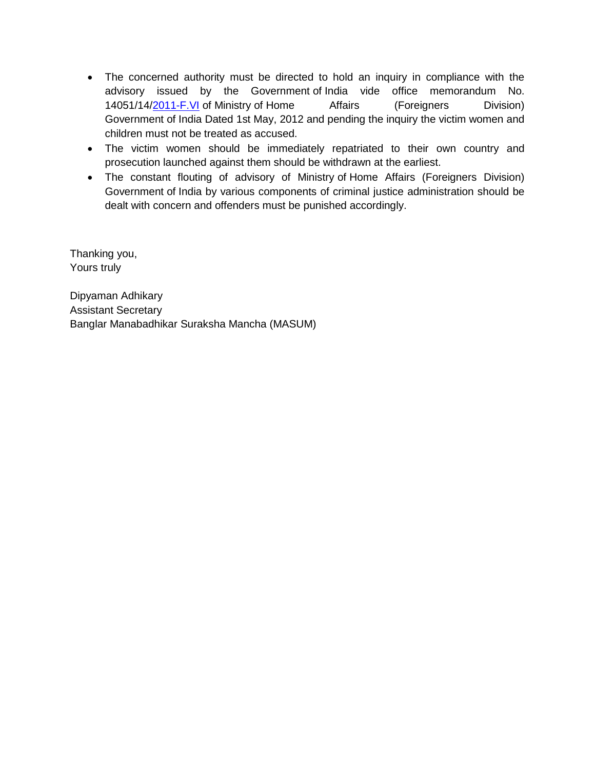- The concerned authority must be directed to hold an inquiry in compliance with the advisory issued by the Government of India vide office memorandum No. 14051/14/2011-F.VI of Ministry of Home Affairs (Foreigners Division) Government of India Dated 1st May, 2012 and pending the inquiry the victim women and children must not be treated as accused.
- The victim women should be immediately repatriated to their own country and prosecution launched against them should be withdrawn at the earliest.
- The constant flouting of advisory of Ministry of Home Affairs (Foreigners Division) Government of India by various components of criminal justice administration should be dealt with concern and offenders must be punished accordingly.

Thanking you,
Yours truly

Dipyaman Adhikary
Assistant Secretary
Banglar Manabadhikar Suraksha Mancha (MASUM)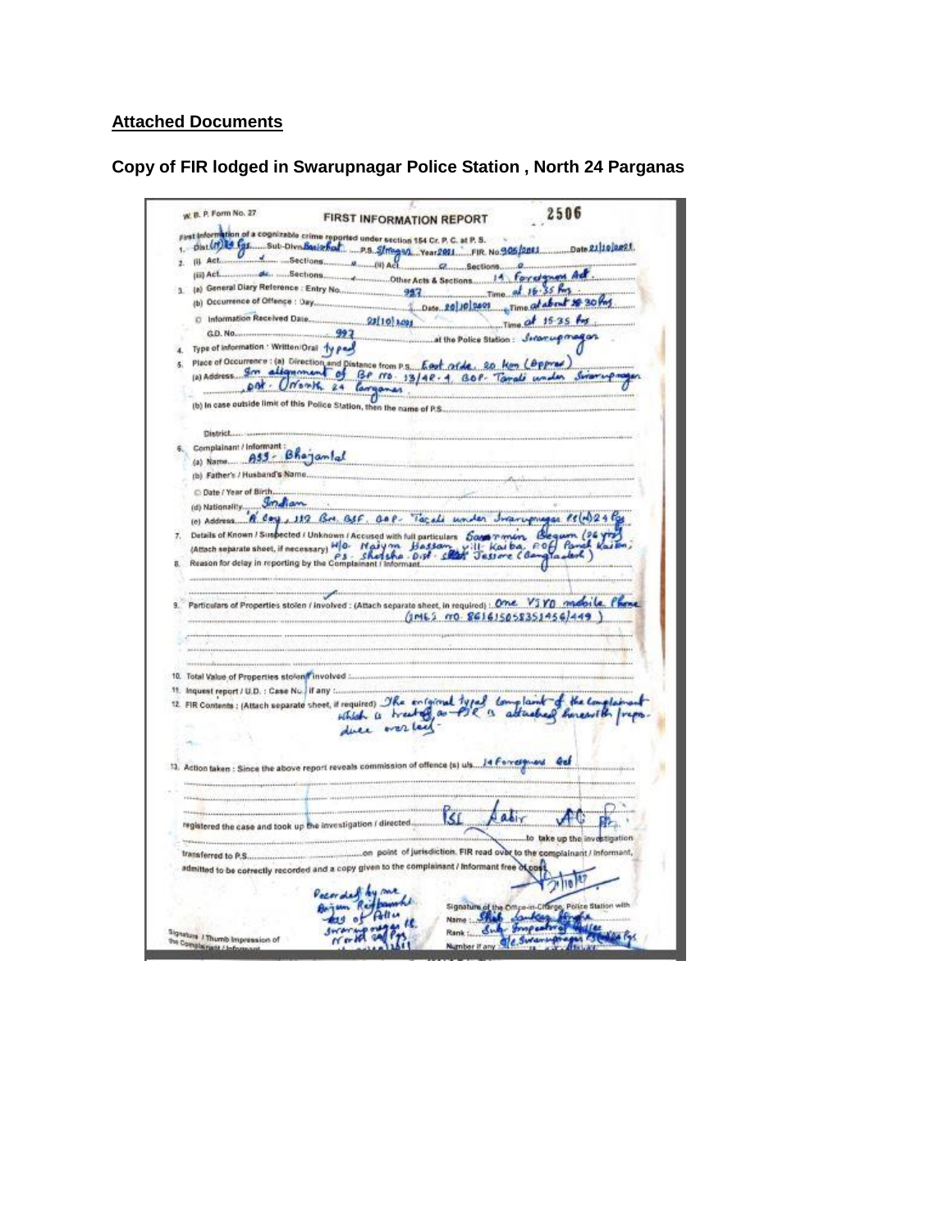**Attached Documents**

**Copy of FIR lodged in Swarupnagar Police Station , North 24 Parganas**

W. B. P. Form No. 27

FIRST INFORMATION REPORT

2506

First information of a cognizable crime reported under section 154 Cr. P. C. at P. S.

1. Dist. (N) 24 Pgs. Sub-Divn. Basirhat P.S. Swrupngr Year 2021 FIR. No. 905/2021 Date 21/10/2021.
2. (i) Act ........ Sections ........ (ii) Act ........ Sections ........
   (iii) Act ........ Sections ........ Other Acts & Sections 14 Foreigners Act.
3. (a) General Diary Reference : Entry No. 997 Time at 16:35 hrs
   (b) Occurrence of Offence : Day ........ Date 20/10/2021 Time at about 18:30 hrs
   (c) Information Received Date 21/10/2021 Time at 15:35 hrs
   G.D. No. 997 at the Police Station : Swarupnagar
4. Type of information : Written/Oral Typed
5. Place of Occurrence : (a) Direction and Distance from P.S. East side, 20 Km (Approx)
   (a) Address 5m alignment of BP no. 13/48-1, BOP- Tarali under Swarupnagar PS. (North 24 Parganas
   (b) In case outside limit of this Police Station, then the name of P.S. ........
   District ........
6. Complainant / Informant :
   (a) Name ASI - Bhajanlal
   (b) Father's / Husband's Name ........
   (c) Date / Year of Birth ........
   (d) Nationality Indian
   (e) Address A Coy, 112 Bn. BSF, BOP- Tarali under Swarupnagar PS (N) 24 Pgs
7. Details of Known / Suspected / Unknown / Accused with full particulars (Attach separate sheet, if necessary) Samiran Begum (26 yrs) W/o- Naiym Hassan vill- Kaiba, P.O- Panch Kaiba; PS- Sharsha, Dist- Jessore (Bangladesh)
8. Reason for delay in reporting by the Complainant / Informant ........
9. Particulars of Properties stolen / involved : (Attach separate sheet, in required) : One VIVO mobile Phone (IMEI no- 861615058351456/449)
10. Total Value of Properties stolen/ involved : ........
11. Inquest report / U.D. : Case No. if any : ........
12. FIR Contents : (Attach separate sheet, if required) The original typed complaint of the complainant which is treated as FIR is attached herewith prepa- duce over leaf.
13. Action taken : Since the above report reveals commission of offence (s) u/s 14 Foreigners Act ........ registered the case and took up the investigation / directed PSI Latir ........ to take up the investigation transferred to P.S. ........ on point of jurisdiction. FIR read over to the complainant / Informant, admitted to be correctly recorded and a copy given to the complainant / Informant free of cost.

Recorded by me
Anjum Rafbanhi
ASI of Police
Swarupnagar PS
North 24 Pgs
21/10/2021

Signature / Thumb Impression of the Complainant / Informant

Signature of the Officer-in-Charge, Police Station with
Name : Shib Sankar ........
Rank : Sub-Inspector of Police
Number if any : O/c Swarupnagar PS N 24 Pgs
21/10/21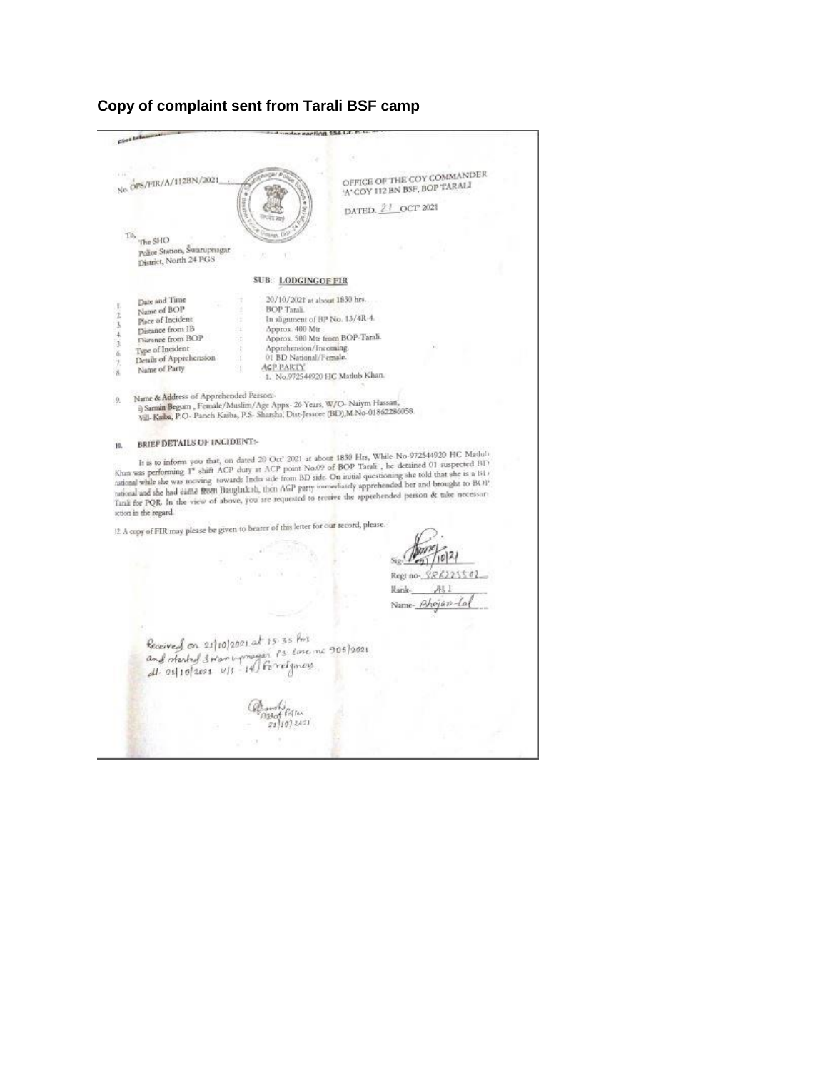**Copy of complaint sent from Tarali BSF camp**

No. OPS/FIR/A/112BN/2021

OFFICE OF THE COY COMMANDER
'A' COY 112 BN BSF, BOP TARALI

DATED. 21 OCT 2021

To,
The SHO
Police Station, Swarupnagar
District, North 24 PGS

SUB: LODGINGOF FIR

1. Date and Time : 20/10/2021 at about 1830 hrs.
2. Name of BOP : BOP Tarali.
3. Place of Incident : In alignment of BP No. 13/4R-4.
4. Distance from IB : Approx. 400 Mtr
5. Distance from BOP : Approx. 500 Mtr from BOP-Tarali.
6. Type of Incident : Apprehension/Incoming.
7. Details of Apprehension : 01 BD National/Female.
8. Name of Party : ACP PARTY
   1. No.972544920 HC Matlub Khan.

9. Name & Address of Apprehended Person:-
   i) Samin Begum , Female/Muslim/Age Appx- 26 Years, W/O- Naiym Hassan, Vill- Kaiba, P.O- Panch Kaiba, P.S- Sharsha, Dist-Jessore (BD),M.No-01862286058.

10. BRIEF DETAILS OF INCIDENT:-

It is to inform you that, on dated 20 Oct' 2021 at about 1830 Hrs, While No-972544920 HC Matlub Khan was performing 1st shift ACP duty at ACP point No.09 of BOP Tarali , he detained 01 suspected BD national while she was moving towards India side from BD side. On initial questioning she told that she is a BD national and she had came from Bangladesh, then ACP party immediately apprehended her and brought to BOP Tarali for PQR. In the view of above, you are requested to receive the apprehended person & take necessary action in the regard.

12. A copy of FIR may please be given to bearer of this letter for our record, please.

Sig- 21/10/21
Regt no- 986225502
Rank- ASI
Name- Bhojan-lal

Received on 21/10/2021 at 15.35 hrs and started Swarupnagar PS case no 905/2021 dt- 21/10/2021 u/s 14) Foreigners

Officer
21/10/2021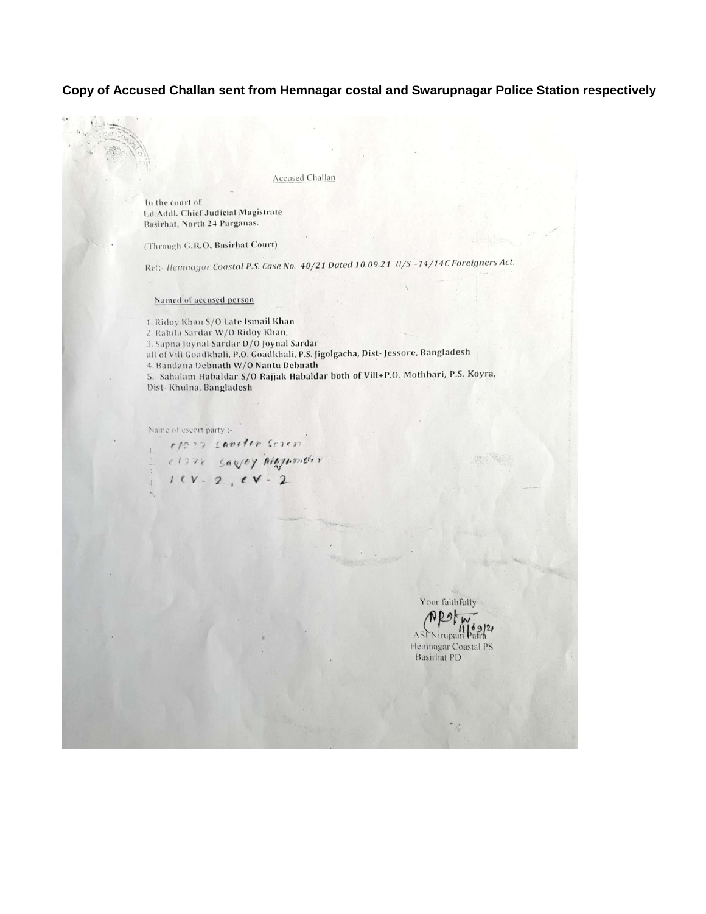**Copy of Accused Challan sent from Hemnagar costal and Swarupnagar Police Station respectively**

Accused Challan

In the court of
Ld Addl. Chief Judicial Magistrate
Basirhat, North 24 Parganas.

(Through G.R.O. Basirhat Court)

Ref:- *Hemnagar Coastal P.S. Case No. 40/21 Dated 10.09.21 U/S -14/14C Foreigners Act.*

Named of accused person

1. Ridoy Khan S/O Late Ismail Khan
2. Rahila Sardar W/O Ridoy Khan,
3. Sapna Joynal Sardar D/O Joynal Sardar

all of Vill Goadkhali, P.O. Goadkhali, P.S. Jigolgacha, Dist- Jessore, Bangladesh

4. Bandana Debnath W/O Nantu Debnath
5. Sahalam Habaldar S/O Rajjak Habaldar both of Vill+P.O. Mothbari, P.S. Koyra, Dist- Khulna, Bangladesh

Name of escort party :-

1. C/1277 Sandip Saren
2. C/1776 Sanjoy Majumder
3.
4. 1 CV - 2 , CV - 2
5.

Your faithfully

11/09/21
ASI Nirupam Patra
Hemnagar Coastal PS
Basirhat PD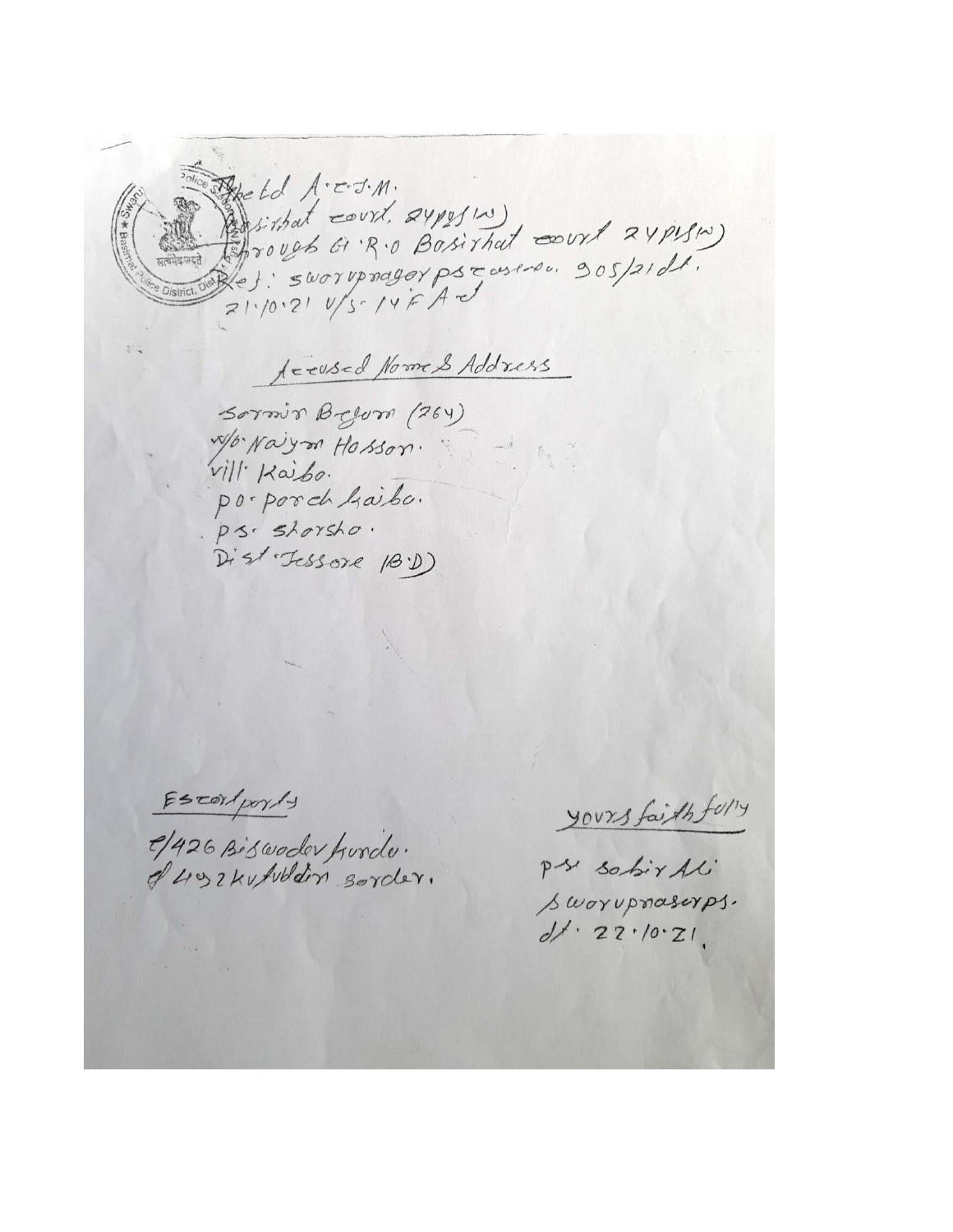Ld. A.C.J.M.
Basirhat court, 24pgs(N)
Through G.R.O Basirhat court 24pgs(N)
Ref: Swarupnagar PS case no. 905/21 dt. 21.10.21 U/S 14 F Act

Accused Name & Address

Sormin Begum (26y)
W/o Naiym Hossan.
Vill Kaibo.
P.O. Porch Kaibo.
P.S. Sharsha.
Dist. Jessore (B.D)

Escort party

C/426 Biswadev Kundu.
C/4432 Kutubuddin Sarder.

Yours faithfully

P.S. Sabir Ali
Swarupnagar PS.
dt. 22.10.21.